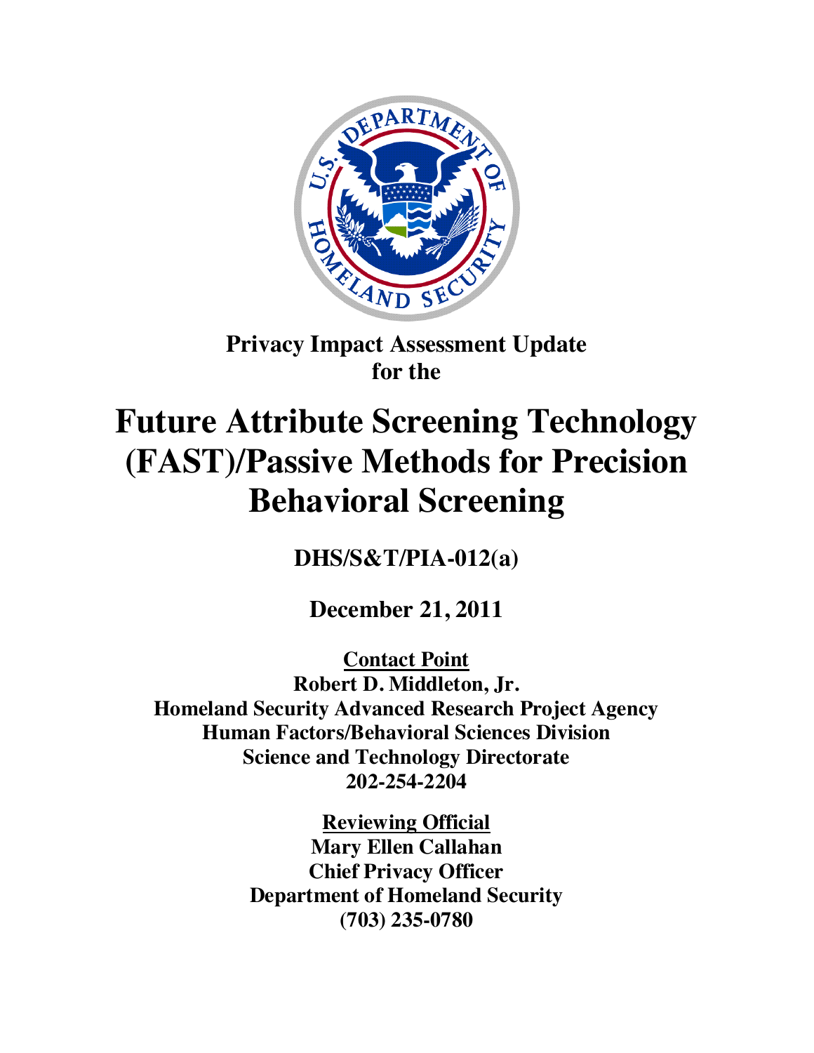**Privacy Impact Assessment Update for the**

# Future Attribute Screening Technology (FAST)/Passive Methods for Precision Behavioral Screening

**DHS/S&T/PIA-012(a)**

**December 21, 2011**

**Contact Point**
**Robert D. Middleton, Jr.**
**Homeland Security Advanced Research Project Agency**
**Human Factors/Behavioral Sciences Division**
**Science and Technology Directorate**
**202-254-2204**

**Reviewing Official**
**Mary Ellen Callahan**
**Chief Privacy Officer**
**Department of Homeland Security**
**(703) 235-0780**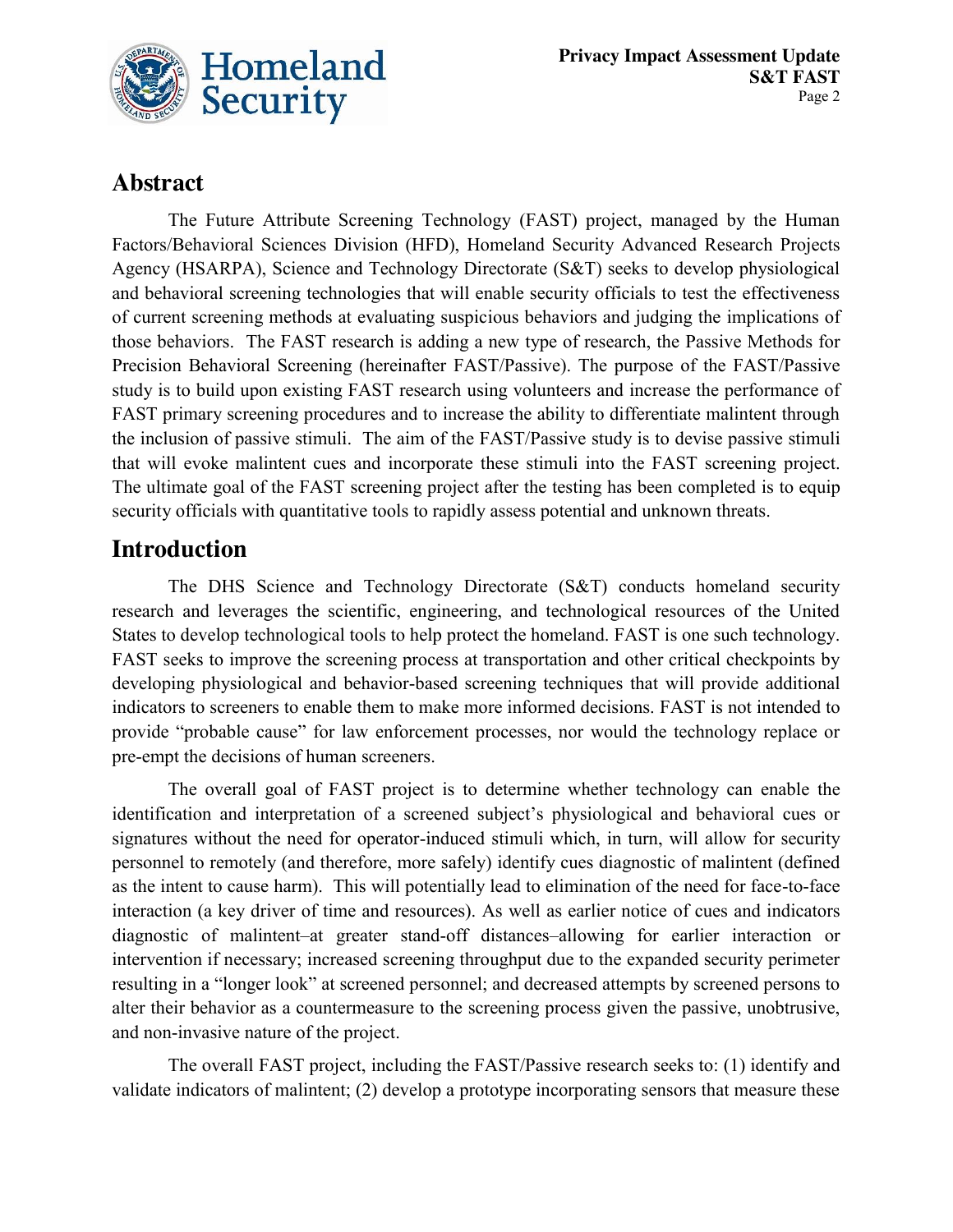## Abstract

The Future Attribute Screening Technology (FAST) project, managed by the Human Factors/Behavioral Sciences Division (HFD), Homeland Security Advanced Research Projects Agency (HSARPA), Science and Technology Directorate (S&T) seeks to develop physiological and behavioral screening technologies that will enable security officials to test the effectiveness of current screening methods at evaluating suspicious behaviors and judging the implications of those behaviors. The FAST research is adding a new type of research, the Passive Methods for Precision Behavioral Screening (hereinafter FAST/Passive). The purpose of the FAST/Passive study is to build upon existing FAST research using volunteers and increase the performance of FAST primary screening procedures and to increase the ability to differentiate malintent through the inclusion of passive stimuli. The aim of the FAST/Passive study is to devise passive stimuli that will evoke malintent cues and incorporate these stimuli into the FAST screening project. The ultimate goal of the FAST screening project after the testing has been completed is to equip security officials with quantitative tools to rapidly assess potential and unknown threats.

## Introduction

The DHS Science and Technology Directorate (S&T) conducts homeland security research and leverages the scientific, engineering, and technological resources of the United States to develop technological tools to help protect the homeland. FAST is one such technology. FAST seeks to improve the screening process at transportation and other critical checkpoints by developing physiological and behavior-based screening techniques that will provide additional indicators to screeners to enable them to make more informed decisions. FAST is not intended to provide "probable cause" for law enforcement processes, nor would the technology replace or pre-empt the decisions of human screeners.

The overall goal of FAST project is to determine whether technology can enable the identification and interpretation of a screened subject's physiological and behavioral cues or signatures without the need for operator-induced stimuli which, in turn, will allow for security personnel to remotely (and therefore, more safely) identify cues diagnostic of malintent (defined as the intent to cause harm). This will potentially lead to elimination of the need for face-to-face interaction (a key driver of time and resources). As well as earlier notice of cues and indicators diagnostic of malintent–at greater stand-off distances–allowing for earlier interaction or intervention if necessary; increased screening throughput due to the expanded security perimeter resulting in a "longer look" at screened personnel; and decreased attempts by screened persons to alter their behavior as a countermeasure to the screening process given the passive, unobtrusive, and non-invasive nature of the project.

The overall FAST project, including the FAST/Passive research seeks to: (1) identify and validate indicators of malintent; (2) develop a prototype incorporating sensors that measure these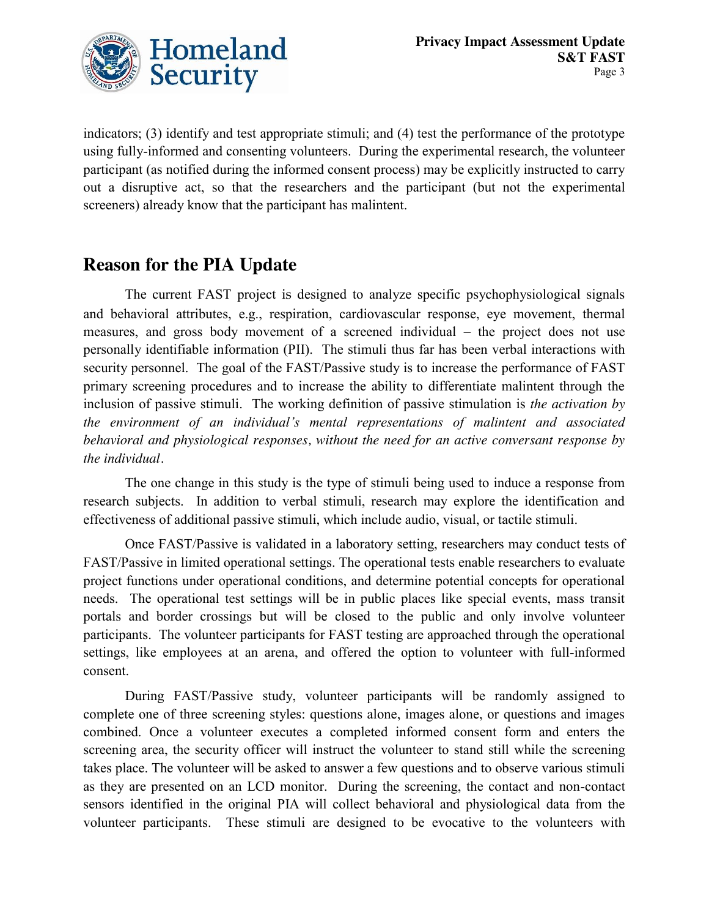indicators; (3) identify and test appropriate stimuli; and (4) test the performance of the prototype using fully-informed and consenting volunteers. During the experimental research, the volunteer participant (as notified during the informed consent process) may be explicitly instructed to carry out a disruptive act, so that the researchers and the participant (but not the experimental screeners) already know that the participant has malintent.

## Reason for the PIA Update

The current FAST project is designed to analyze specific psychophysiological signals and behavioral attributes, e.g., respiration, cardiovascular response, eye movement, thermal measures, and gross body movement of a screened individual – the project does not use personally identifiable information (PII). The stimuli thus far has been verbal interactions with security personnel. The goal of the FAST/Passive study is to increase the performance of FAST primary screening procedures and to increase the ability to differentiate malintent through the inclusion of passive stimuli. The working definition of passive stimulation is *the activation by the environment of an individual's mental representations of malintent and associated behavioral and physiological responses, without the need for an active conversant response by the individual*.

The one change in this study is the type of stimuli being used to induce a response from research subjects. In addition to verbal stimuli, research may explore the identification and effectiveness of additional passive stimuli, which include audio, visual, or tactile stimuli.

Once FAST/Passive is validated in a laboratory setting, researchers may conduct tests of FAST/Passive in limited operational settings. The operational tests enable researchers to evaluate project functions under operational conditions, and determine potential concepts for operational needs. The operational test settings will be in public places like special events, mass transit portals and border crossings but will be closed to the public and only involve volunteer participants. The volunteer participants for FAST testing are approached through the operational settings, like employees at an arena, and offered the option to volunteer with full-informed consent.

During FAST/Passive study, volunteer participants will be randomly assigned to complete one of three screening styles: questions alone, images alone, or questions and images combined. Once a volunteer executes a completed informed consent form and enters the screening area, the security officer will instruct the volunteer to stand still while the screening takes place. The volunteer will be asked to answer a few questions and to observe various stimuli as they are presented on an LCD monitor. During the screening, the contact and non-contact sensors identified in the original PIA will collect behavioral and physiological data from the volunteer participants. These stimuli are designed to be evocative to the volunteers with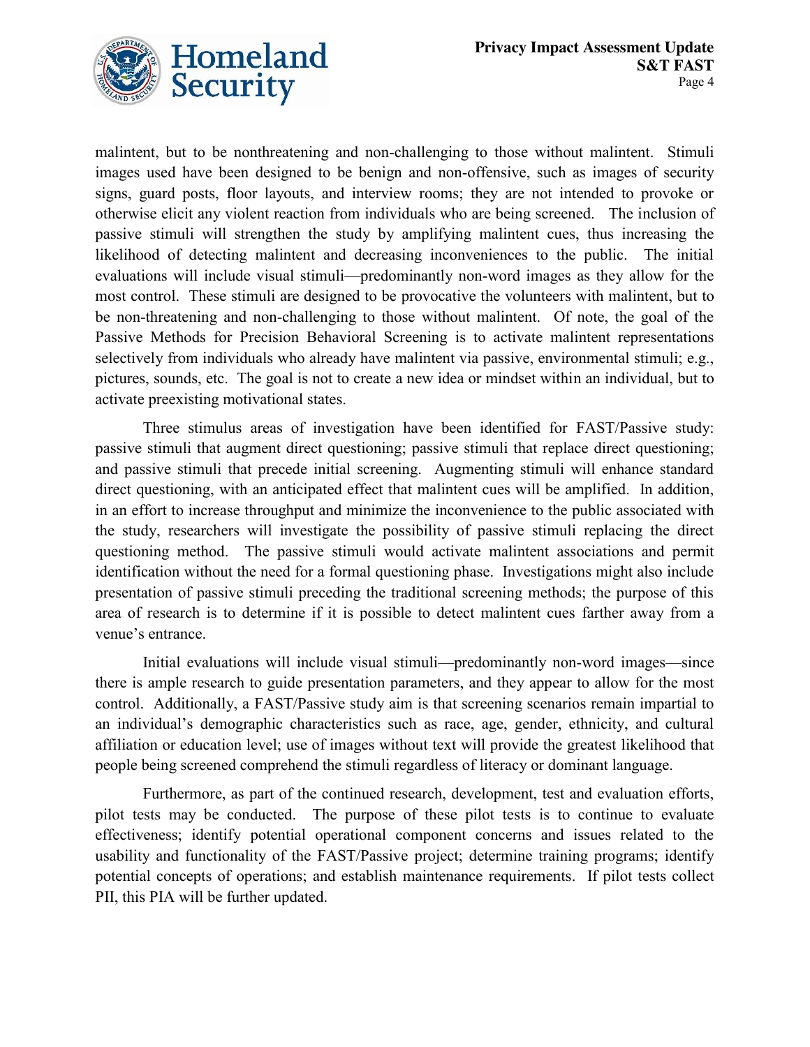malintent, but to be nonthreatening and non-challenging to those without malintent. Stimuli images used have been designed to be benign and non-offensive, such as images of security signs, guard posts, floor layouts, and interview rooms; they are not intended to provoke or otherwise elicit any violent reaction from individuals who are being screened. The inclusion of passive stimuli will strengthen the study by amplifying malintent cues, thus increasing the likelihood of detecting malintent and decreasing inconveniences to the public. The initial evaluations will include visual stimuli—predominantly non-word images as they allow for the most control. These stimuli are designed to be provocative the volunteers with malintent, but to be non-threatening and non-challenging to those without malintent. Of note, the goal of the Passive Methods for Precision Behavioral Screening is to activate malintent representations selectively from individuals who already have malintent via passive, environmental stimuli; e.g., pictures, sounds, etc. The goal is not to create a new idea or mindset within an individual, but to activate preexisting motivational states.

Three stimulus areas of investigation have been identified for FAST/Passive study: passive stimuli that augment direct questioning; passive stimuli that replace direct questioning; and passive stimuli that precede initial screening. Augmenting stimuli will enhance standard direct questioning, with an anticipated effect that malintent cues will be amplified. In addition, in an effort to increase throughput and minimize the inconvenience to the public associated with the study, researchers will investigate the possibility of passive stimuli replacing the direct questioning method. The passive stimuli would activate malintent associations and permit identification without the need for a formal questioning phase. Investigations might also include presentation of passive stimuli preceding the traditional screening methods; the purpose of this area of research is to determine if it is possible to detect malintent cues farther away from a venue's entrance.

Initial evaluations will include visual stimuli—predominantly non-word images—since there is ample research to guide presentation parameters, and they appear to allow for the most control. Additionally, a FAST/Passive study aim is that screening scenarios remain impartial to an individual's demographic characteristics such as race, age, gender, ethnicity, and cultural affiliation or education level; use of images without text will provide the greatest likelihood that people being screened comprehend the stimuli regardless of literacy or dominant language.

Furthermore, as part of the continued research, development, test and evaluation efforts, pilot tests may be conducted. The purpose of these pilot tests is to continue to evaluate effectiveness; identify potential operational component concerns and issues related to the usability and functionality of the FAST/Passive project; determine training programs; identify potential concepts of operations; and establish maintenance requirements. If pilot tests collect PII, this PIA will be further updated.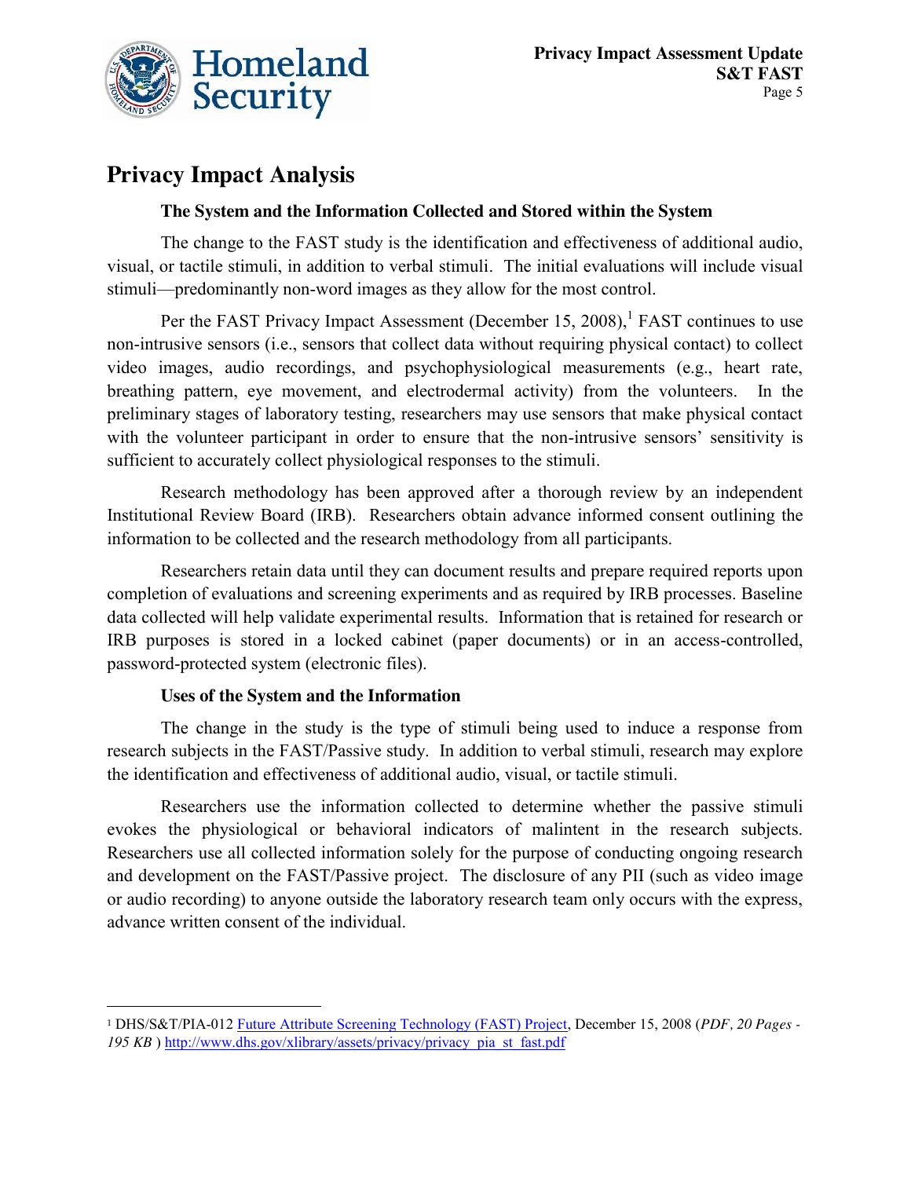# Privacy Impact Analysis

### The System and the Information Collected and Stored within the System

The change to the FAST study is the identification and effectiveness of additional audio, visual, or tactile stimuli, in addition to verbal stimuli. The initial evaluations will include visual stimuli—predominantly non-word images as they allow for the most control.

Per the FAST Privacy Impact Assessment (December 15, 2008),[1] FAST continues to use non-intrusive sensors (i.e., sensors that collect data without requiring physical contact) to collect video images, audio recordings, and psychophysiological measurements (e.g., heart rate, breathing pattern, eye movement, and electrodermal activity) from the volunteers. In the preliminary stages of laboratory testing, researchers may use sensors that make physical contact with the volunteer participant in order to ensure that the non-intrusive sensors' sensitivity is sufficient to accurately collect physiological responses to the stimuli.

Research methodology has been approved after a thorough review by an independent Institutional Review Board (IRB). Researchers obtain advance informed consent outlining the information to be collected and the research methodology from all participants.

Researchers retain data until they can document results and prepare required reports upon completion of evaluations and screening experiments and as required by IRB processes. Baseline data collected will help validate experimental results. Information that is retained for research or IRB purposes is stored in a locked cabinet (paper documents) or in an access-controlled, password-protected system (electronic files).

### Uses of the System and the Information

The change in the study is the type of stimuli being used to induce a response from research subjects in the FAST/Passive study. In addition to verbal stimuli, research may explore the identification and effectiveness of additional audio, visual, or tactile stimuli.

Researchers use the information collected to determine whether the passive stimuli evokes the physiological or behavioral indicators of malintent in the research subjects. Researchers use all collected information solely for the purpose of conducting ongoing research and development on the FAST/Passive project. The disclosure of any PII (such as video image or audio recording) to anyone outside the laboratory research team only occurs with the express, advance written consent of the individual.

---

[1] DHS/S&T/PIA-012 Future Attribute Screening Technology (FAST) Project, December 15, 2008 (*PDF, 20 Pages - 195 KB*) http://www.dhs.gov/xlibrary/assets/privacy/privacy_pia_st_fast.pdf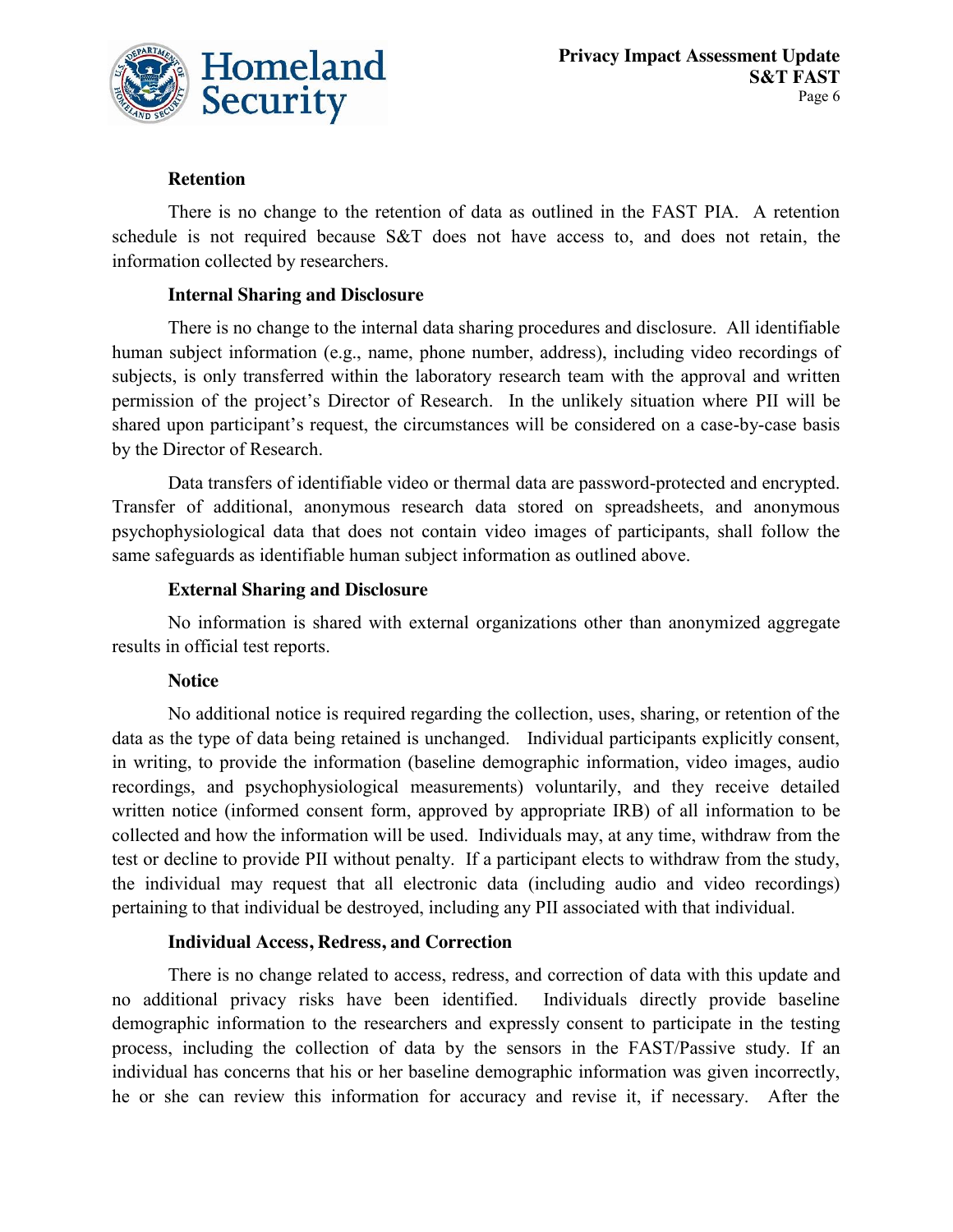### Retention

There is no change to the retention of data as outlined in the FAST PIA. A retention schedule is not required because S&T does not have access to, and does not retain, the information collected by researchers.

### Internal Sharing and Disclosure

There is no change to the internal data sharing procedures and disclosure. All identifiable human subject information (e.g., name, phone number, address), including video recordings of subjects, is only transferred within the laboratory research team with the approval and written permission of the project's Director of Research. In the unlikely situation where PII will be shared upon participant's request, the circumstances will be considered on a case-by-case basis by the Director of Research.

Data transfers of identifiable video or thermal data are password-protected and encrypted. Transfer of additional, anonymous research data stored on spreadsheets, and anonymous psychophysiological data that does not contain video images of participants, shall follow the same safeguards as identifiable human subject information as outlined above.

### External Sharing and Disclosure

No information is shared with external organizations other than anonymized aggregate results in official test reports.

### Notice

No additional notice is required regarding the collection, uses, sharing, or retention of the data as the type of data being retained is unchanged. Individual participants explicitly consent, in writing, to provide the information (baseline demographic information, video images, audio recordings, and psychophysiological measurements) voluntarily, and they receive detailed written notice (informed consent form, approved by appropriate IRB) of all information to be collected and how the information will be used. Individuals may, at any time, withdraw from the test or decline to provide PII without penalty. If a participant elects to withdraw from the study, the individual may request that all electronic data (including audio and video recordings) pertaining to that individual be destroyed, including any PII associated with that individual.

### Individual Access, Redress, and Correction

There is no change related to access, redress, and correction of data with this update and no additional privacy risks have been identified. Individuals directly provide baseline demographic information to the researchers and expressly consent to participate in the testing process, including the collection of data by the sensors in the FAST/Passive study. If an individual has concerns that his or her baseline demographic information was given incorrectly, he or she can review this information for accuracy and revise it, if necessary. After the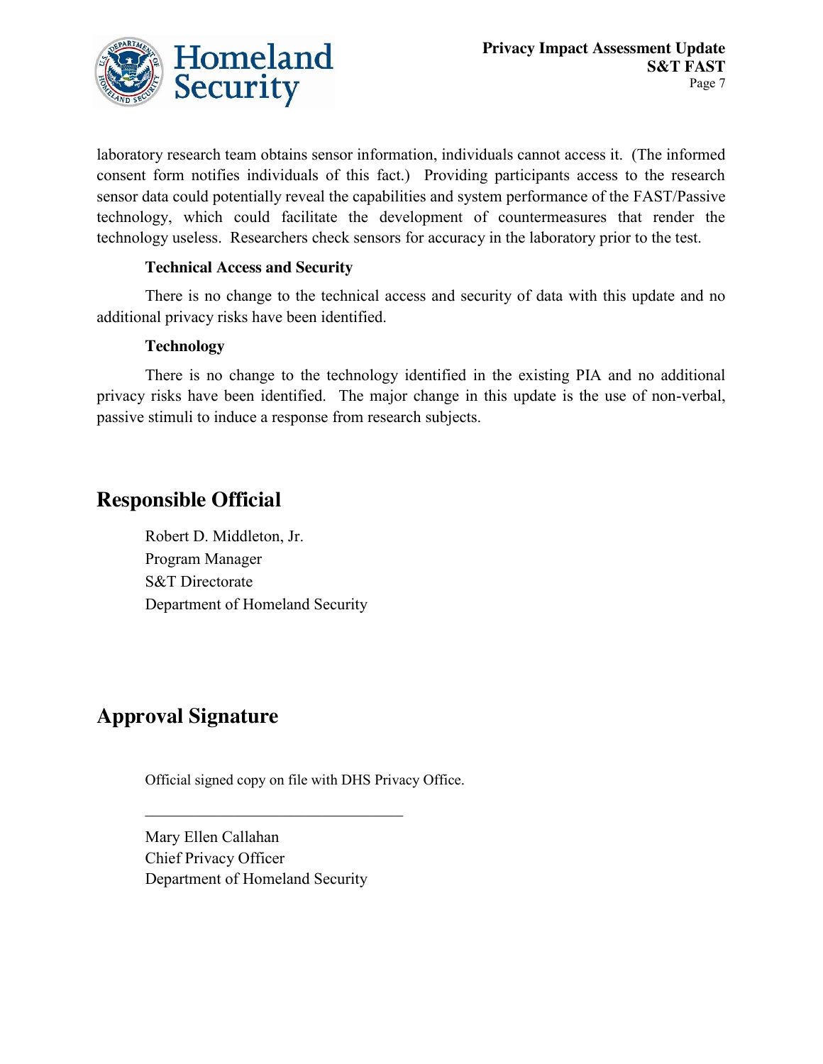laboratory research team obtains sensor information, individuals cannot access it. (The informed consent form notifies individuals of this fact.) Providing participants access to the research sensor data could potentially reveal the capabilities and system performance of the FAST/Passive technology, which could facilitate the development of countermeasures that render the technology useless. Researchers check sensors for accuracy in the laboratory prior to the test.

**Technical Access and Security**

There is no change to the technical access and security of data with this update and no additional privacy risks have been identified.

**Technology**

There is no change to the technology identified in the existing PIA and no additional privacy risks have been identified. The major change in this update is the use of non-verbal, passive stimuli to induce a response from research subjects.

## Responsible Official

Robert D. Middleton, Jr.
Program Manager
S&T Directorate
Department of Homeland Security

## Approval Signature

Official signed copy on file with DHS Privacy Office.

________________________________

Mary Ellen Callahan
Chief Privacy Officer
Department of Homeland Security